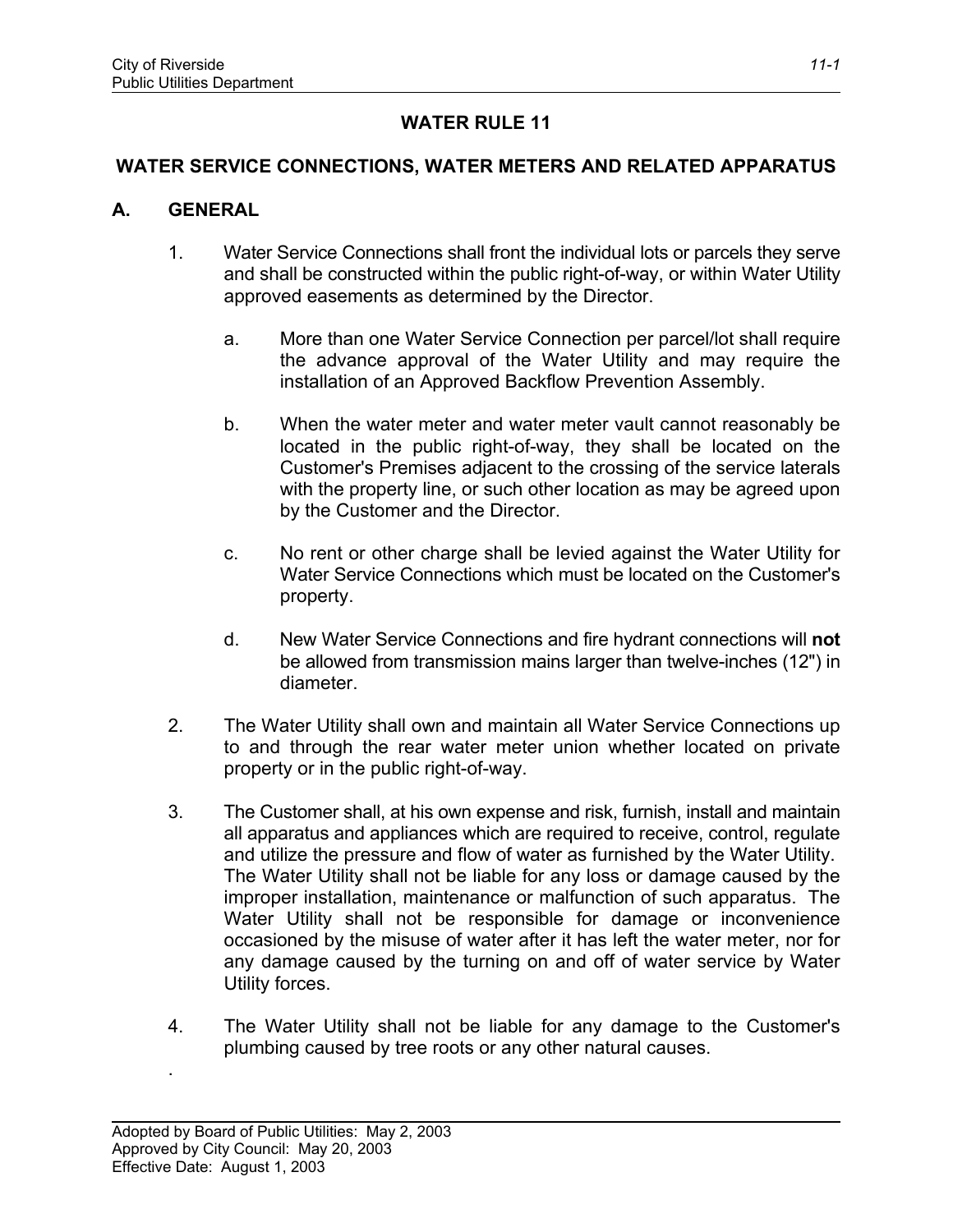# WATER RULE 11

## WATER SERVICE CONNECTIONS, WATER METERS AND RELATED APPARATUS

### A. GENERAL

1. Water Service Connections shall front the individual lots or parcels they serve and shall be constructed within the public right-of-way, or within Water Utility approved easements as determined by the Director.

   a. More than one Water Service Connection per parcel/lot shall require the advance approval of the Water Utility and may require the installation of an Approved Backflow Prevention Assembly.

   b. When the water meter and water meter vault cannot reasonably be located in the public right-of-way, they shall be located on the Customer's Premises adjacent to the crossing of the service laterals with the property line, or such other location as may be agreed upon by the Customer and the Director.

   c. No rent or other charge shall be levied against the Water Utility for Water Service Connections which must be located on the Customer's property.

   d. New Water Service Connections and fire hydrant connections will **not** be allowed from transmission mains larger than twelve-inches (12") in diameter.

2. The Water Utility shall own and maintain all Water Service Connections up to and through the rear water meter union whether located on private property or in the public right-of-way.

3. The Customer shall, at his own expense and risk, furnish, install and maintain all apparatus and appliances which are required to receive, control, regulate and utilize the pressure and flow of water as furnished by the Water Utility. The Water Utility shall not be liable for any loss or damage caused by the improper installation, maintenance or malfunction of such apparatus. The Water Utility shall not be responsible for damage or inconvenience occasioned by the misuse of water after it has left the water meter, nor for any damage caused by the turning on and off of water service by Water Utility forces.

4. The Water Utility shall not be liable for any damage to the Customer's plumbing caused by tree roots or any other natural causes.

Adopted by Board of Public Utilities: May 2, 2003
Approved by City Council: May 20, 2003
Effective Date: August 1, 2003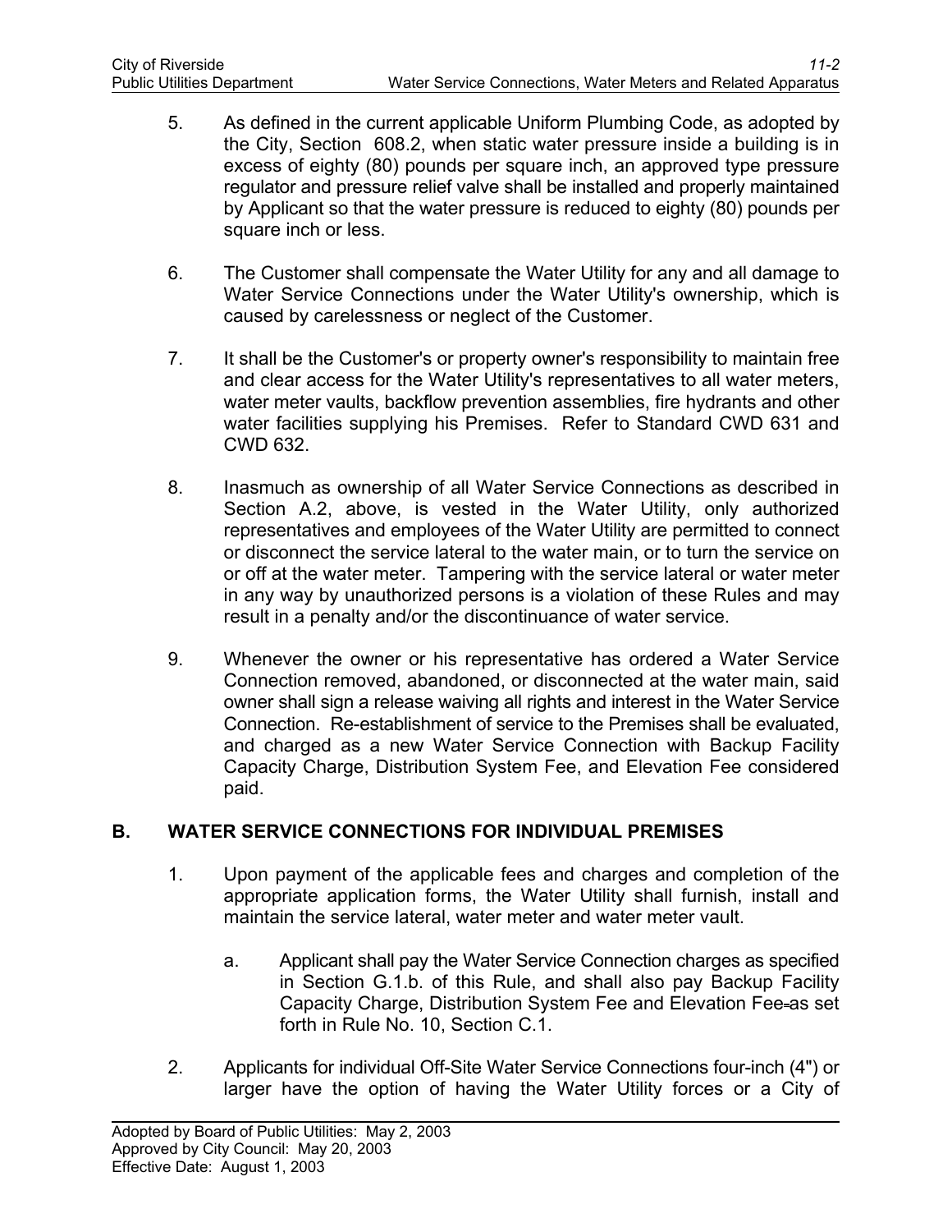5. As defined in the current applicable Uniform Plumbing Code, as adopted by the City, Section 608.2, when static water pressure inside a building is in excess of eighty (80) pounds per square inch, an approved type pressure regulator and pressure relief valve shall be installed and properly maintained by Applicant so that the water pressure is reduced to eighty (80) pounds per square inch or less.

6. The Customer shall compensate the Water Utility for any and all damage to Water Service Connections under the Water Utility's ownership, which is caused by carelessness or neglect of the Customer.

7. It shall be the Customer's or property owner's responsibility to maintain free and clear access for the Water Utility's representatives to all water meters, water meter vaults, backflow prevention assemblies, fire hydrants and other water facilities supplying his Premises. Refer to Standard CWD 631 and CWD 632.

8. Inasmuch as ownership of all Water Service Connections as described in Section A.2, above, is vested in the Water Utility, only authorized representatives and employees of the Water Utility are permitted to connect or disconnect the service lateral to the water main, or to turn the service on or off at the water meter. Tampering with the service lateral or water meter in any way by unauthorized persons is a violation of these Rules and may result in a penalty and/or the discontinuance of water service.

9. Whenever the owner or his representative has ordered a Water Service Connection removed, abandoned, or disconnected at the water main, said owner shall sign a release waiving all rights and interest in the Water Service Connection. Re-establishment of service to the Premises shall be evaluated, and charged as a new Water Service Connection with Backup Facility Capacity Charge, Distribution System Fee, and Elevation Fee considered paid.

## B. WATER SERVICE CONNECTIONS FOR INDIVIDUAL PREMISES

1. Upon payment of the applicable fees and charges and completion of the appropriate application forms, the Water Utility shall furnish, install and maintain the service lateral, water meter and water meter vault.

   a. Applicant shall pay the Water Service Connection charges as specified in Section G.1.b. of this Rule, and shall also pay Backup Facility Capacity Charge, Distribution System Fee and Elevation Fee as set forth in Rule No. 10, Section C.1.

2. Applicants for individual Off-Site Water Service Connections four-inch (4") or larger have the option of having the Water Utility forces or a City of

Adopted by Board of Public Utilities: May 2, 2003
Approved by City Council: May 20, 2003
Effective Date: August 1, 2003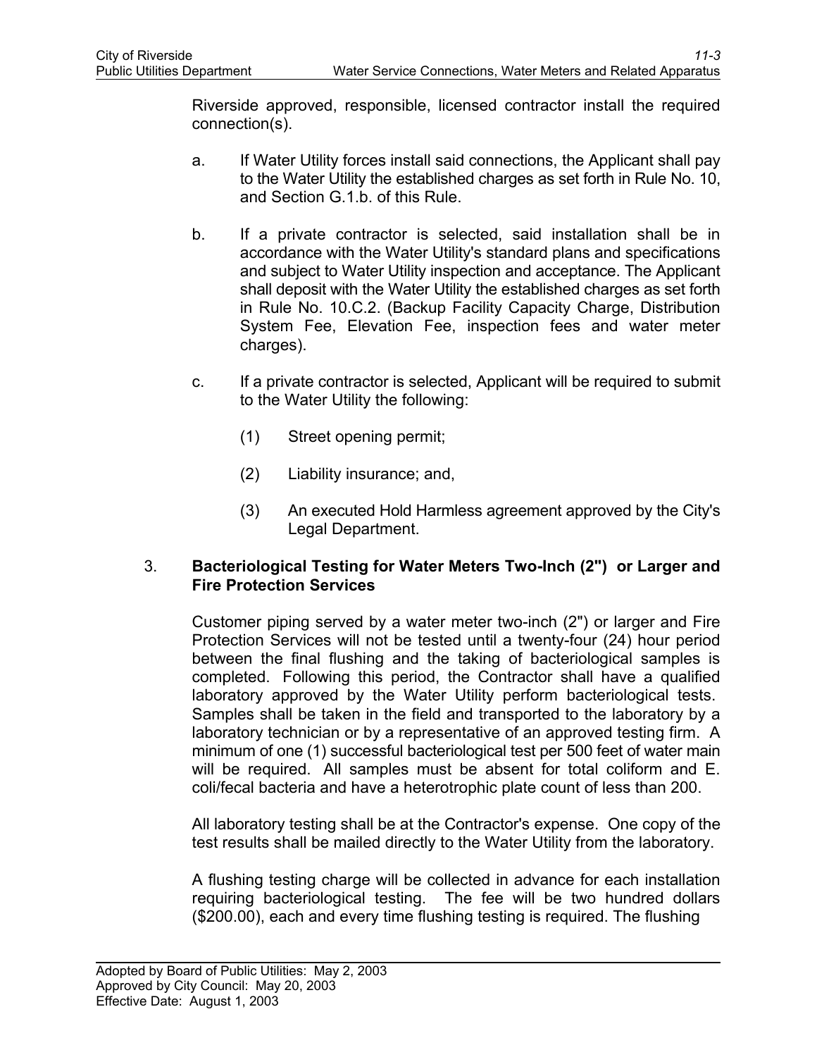Riverside approved, responsible, licensed contractor install the required connection(s).

a. If Water Utility forces install said connections, the Applicant shall pay to the Water Utility the established charges as set forth in Rule No. 10, and Section G.1.b. of this Rule.

b. If a private contractor is selected, said installation shall be in accordance with the Water Utility's standard plans and specifications and subject to Water Utility inspection and acceptance. The Applicant shall deposit with the Water Utility the established charges as set forth in Rule No. 10.C.2. (Backup Facility Capacity Charge, Distribution System Fee, Elevation Fee, inspection fees and water meter charges).

c. If a private contractor is selected, Applicant will be required to submit to the Water Utility the following:

   (1) Street opening permit;

   (2) Liability insurance; and,

   (3) An executed Hold Harmless agreement approved by the City's Legal Department.

3. **Bacteriological Testing for Water Meters Two-Inch (2") or Larger and Fire Protection Services**

Customer piping served by a water meter two-inch (2") or larger and Fire Protection Services will not be tested until a twenty-four (24) hour period between the final flushing and the taking of bacteriological samples is completed. Following this period, the Contractor shall have a qualified laboratory approved by the Water Utility perform bacteriological tests. Samples shall be taken in the field and transported to the laboratory by a laboratory technician or by a representative of an approved testing firm. A minimum of one (1) successful bacteriological test per 500 feet of water main will be required. All samples must be absent for total coliform and E. coli/fecal bacteria and have a heterotrophic plate count of less than 200.

All laboratory testing shall be at the Contractor's expense. One copy of the test results shall be mailed directly to the Water Utility from the laboratory.

A flushing testing charge will be collected in advance for each installation requiring bacteriological testing. The fee will be two hundred dollars ($200.00), each and every time flushing testing is required. The flushing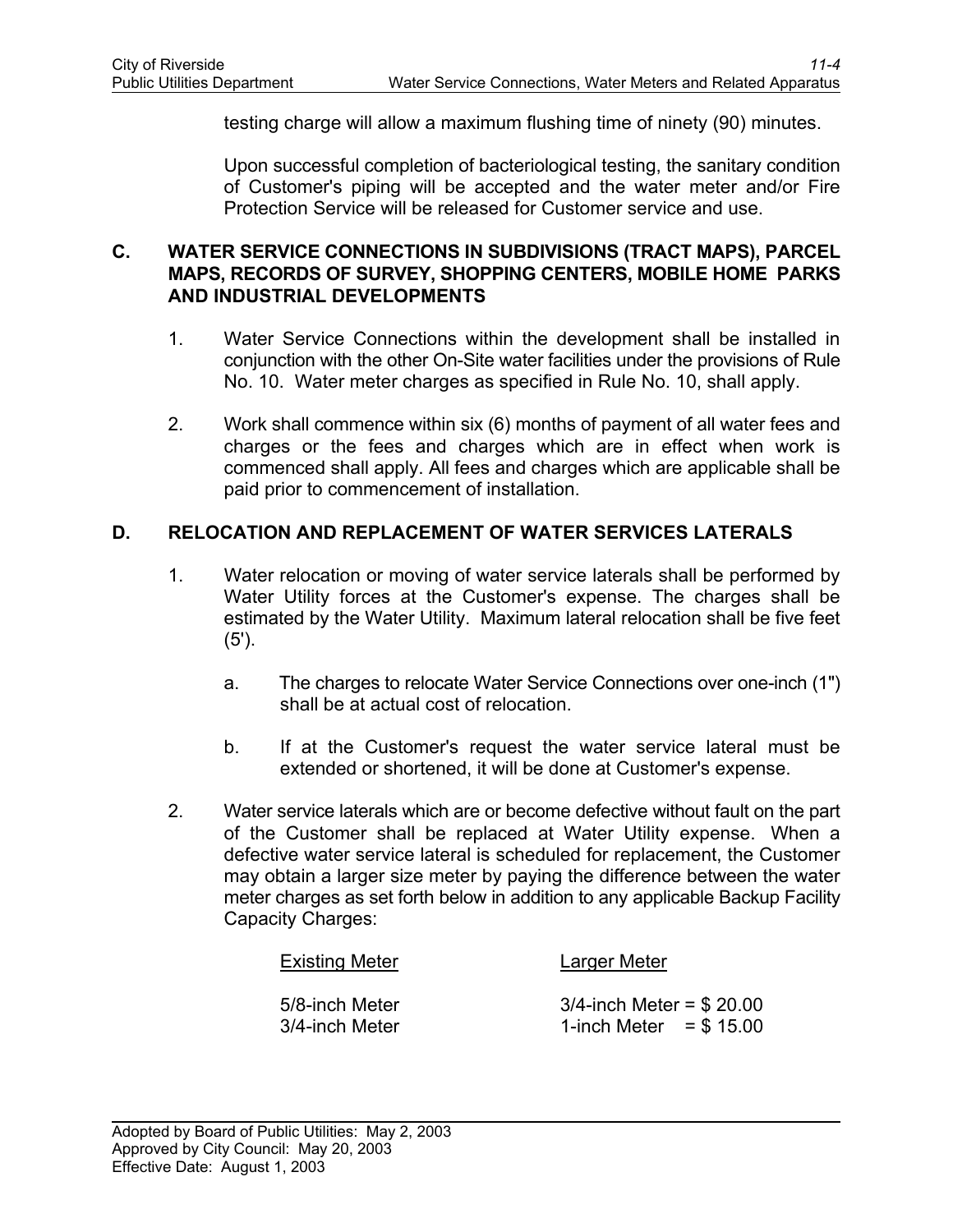testing charge will allow a maximum flushing time of ninety (90) minutes.

Upon successful completion of bacteriological testing, the sanitary condition of Customer's piping will be accepted and the water meter and/or Fire Protection Service will be released for Customer service and use.

## C. WATER SERVICE CONNECTIONS IN SUBDIVISIONS (TRACT MAPS), PARCEL MAPS, RECORDS OF SURVEY, SHOPPING CENTERS, MOBILE HOME PARKS AND INDUSTRIAL DEVELOPMENTS

1. Water Service Connections within the development shall be installed in conjunction with the other On-Site water facilities under the provisions of Rule No. 10. Water meter charges as specified in Rule No. 10, shall apply.

2. Work shall commence within six (6) months of payment of all water fees and charges or the fees and charges which are in effect when work is commenced shall apply. All fees and charges which are applicable shall be paid prior to commencement of installation.

## D. RELOCATION AND REPLACEMENT OF WATER SERVICES LATERALS

1. Water relocation or moving of water service laterals shall be performed by Water Utility forces at the Customer's expense. The charges shall be estimated by the Water Utility. Maximum lateral relocation shall be five feet (5').

   a. The charges to relocate Water Service Connections over one-inch (1") shall be at actual cost of relocation.

   b. If at the Customer's request the water service lateral must be extended or shortened, it will be done at Customer's expense.

2. Water service laterals which are or become defective without fault on the part of the Customer shall be replaced at Water Utility expense. When a defective water service lateral is scheduled for replacement, the Customer may obtain a larger size meter by paying the difference between the water meter charges as set forth below in addition to any applicable Backup Facility Capacity Charges:

| Existing Meter | Larger Meter |
|---|---|
| 5/8-inch Meter | 3/4-inch Meter = $ 20.00 |
| 3/4-inch Meter | 1-inch Meter = $ 15.00 |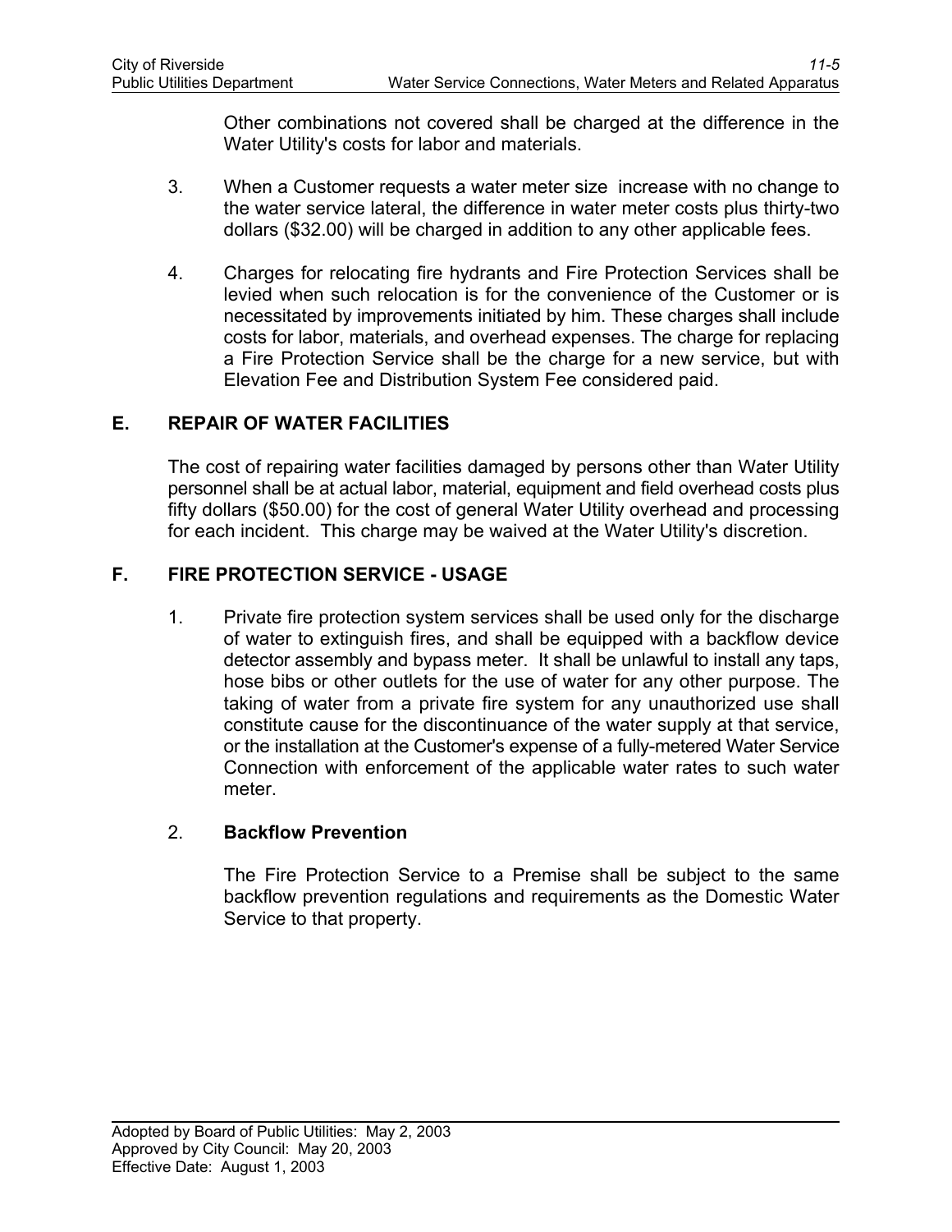Other combinations not covered shall be charged at the difference in the Water Utility's costs for labor and materials.

3. When a Customer requests a water meter size increase with no change to the water service lateral, the difference in water meter costs plus thirty-two dollars ($32.00) will be charged in addition to any other applicable fees.

4. Charges for relocating fire hydrants and Fire Protection Services shall be levied when such relocation is for the convenience of the Customer or is necessitated by improvements initiated by him. These charges shall include costs for labor, materials, and overhead expenses. The charge for replacing a Fire Protection Service shall be the charge for a new service, but with Elevation Fee and Distribution System Fee considered paid.

## E. REPAIR OF WATER FACILITIES

The cost of repairing water facilities damaged by persons other than Water Utility personnel shall be at actual labor, material, equipment and field overhead costs plus fifty dollars ($50.00) for the cost of general Water Utility overhead and processing for each incident. This charge may be waived at the Water Utility's discretion.

## F. FIRE PROTECTION SERVICE - USAGE

1. Private fire protection system services shall be used only for the discharge of water to extinguish fires, and shall be equipped with a backflow device detector assembly and bypass meter. It shall be unlawful to install any taps, hose bibs or other outlets for the use of water for any other purpose. The taking of water from a private fire system for any unauthorized use shall constitute cause for the discontinuance of the water supply at that service, or the installation at the Customer's expense of a fully-metered Water Service Connection with enforcement of the applicable water rates to such water meter.

2. **Backflow Prevention**

   The Fire Protection Service to a Premise shall be subject to the same backflow prevention regulations and requirements as the Domestic Water Service to that property.

Adopted by Board of Public Utilities: May 2, 2003
Approved by City Council: May 20, 2003
Effective Date: August 1, 2003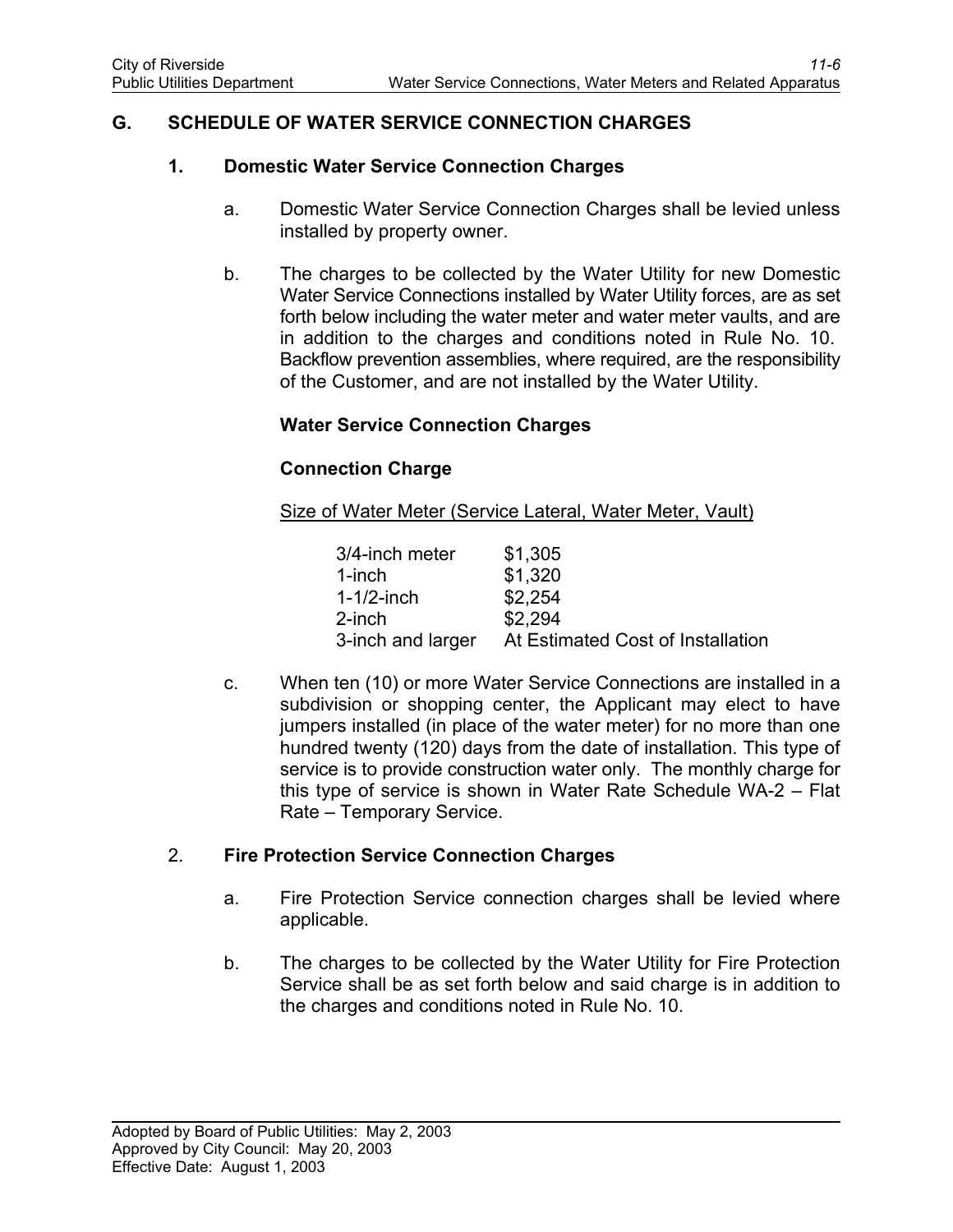## G. SCHEDULE OF WATER SERVICE CONNECTION CHARGES

### 1. Domestic Water Service Connection Charges

a. Domestic Water Service Connection Charges shall be levied unless installed by property owner.

b. The charges to be collected by the Water Utility for new Domestic Water Service Connections installed by Water Utility forces, are as set forth below including the water meter and water meter vaults, and are in addition to the charges and conditions noted in Rule No. 10. Backflow prevention assemblies, where required, are the responsibility of the Customer, and are not installed by the Water Utility.

**Water Service Connection Charges**

**Connection Charge**

Size of Water Meter (Service Lateral, Water Meter, Vault)

| | |
|---|---|
| 3/4-inch meter | $1,305 |
| 1-inch | $1,320 |
| 1-1/2-inch | $2,254 |
| 2-inch | $2,294 |
| 3-inch and larger | At Estimated Cost of Installation |

c. When ten (10) or more Water Service Connections are installed in a subdivision or shopping center, the Applicant may elect to have jumpers installed (in place of the water meter) for no more than one hundred twenty (120) days from the date of installation. This type of service is to provide construction water only. The monthly charge for this type of service is shown in Water Rate Schedule WA-2 – Flat Rate – Temporary Service.

### 2. Fire Protection Service Connection Charges

a. Fire Protection Service connection charges shall be levied where applicable.

b. The charges to be collected by the Water Utility for Fire Protection Service shall be as set forth below and said charge is in addition to the charges and conditions noted in Rule No. 10.

Adopted by Board of Public Utilities: May 2, 2003
Approved by City Council: May 20, 2003
Effective Date: August 1, 2003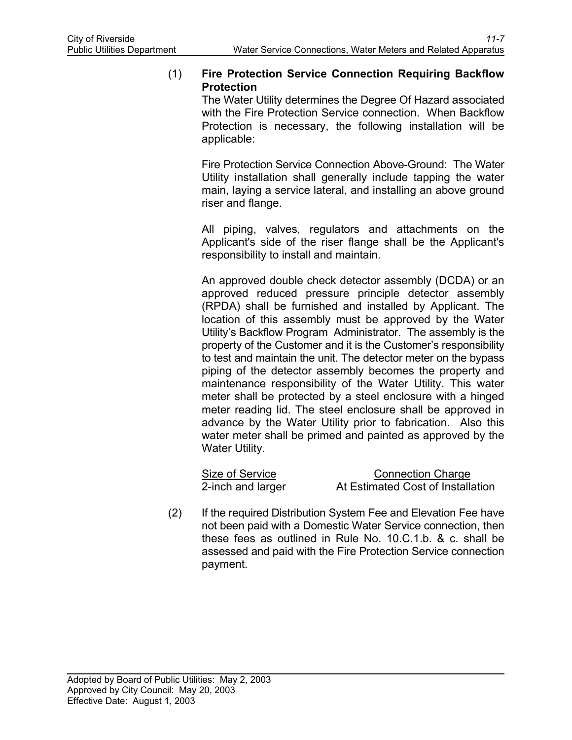(1) **Fire Protection Service Connection Requiring Backflow Protection**

The Water Utility determines the Degree Of Hazard associated with the Fire Protection Service connection. When Backflow Protection is necessary, the following installation will be applicable:

Fire Protection Service Connection Above-Ground: The Water Utility installation shall generally include tapping the water main, laying a service lateral, and installing an above ground riser and flange.

All piping, valves, regulators and attachments on the Applicant's side of the riser flange shall be the Applicant's responsibility to install and maintain.

An approved double check detector assembly (DCDA) or an approved reduced pressure principle detector assembly (RPDA) shall be furnished and installed by Applicant. The location of this assembly must be approved by the Water Utility's Backflow Program Administrator. The assembly is the property of the Customer and it is the Customer's responsibility to test and maintain the unit. The detector meter on the bypass piping of the detector assembly becomes the property and maintenance responsibility of the Water Utility. This water meter shall be protected by a steel enclosure with a hinged meter reading lid. The steel enclosure shall be approved in advance by the Water Utility prior to fabrication. Also this water meter shall be primed and painted as approved by the Water Utility.

| Size of Service | Connection Charge |
|---|---|
| 2-inch and larger | At Estimated Cost of Installation |

(2) If the required Distribution System Fee and Elevation Fee have not been paid with a Domestic Water Service connection, then these fees as outlined in Rule No. 10.C.1.b. & c. shall be assessed and paid with the Fire Protection Service connection payment.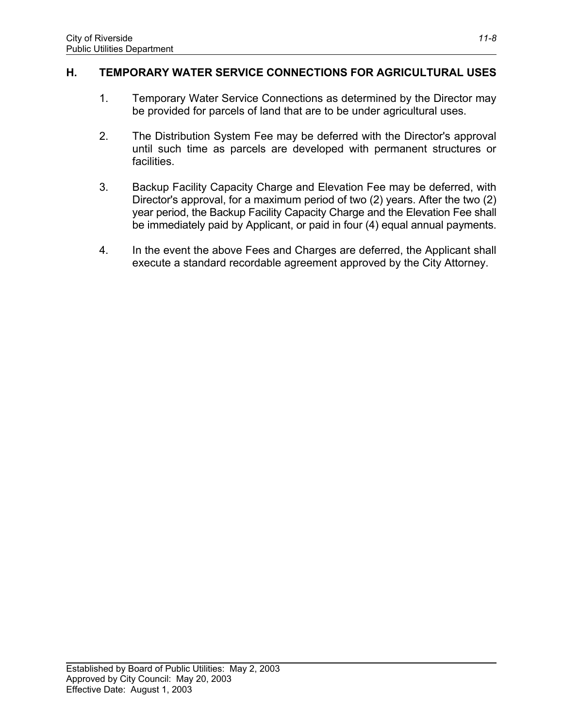## H. TEMPORARY WATER SERVICE CONNECTIONS FOR AGRICULTURAL USES

1. Temporary Water Service Connections as determined by the Director may be provided for parcels of land that are to be under agricultural uses.

2. The Distribution System Fee may be deferred with the Director's approval until such time as parcels are developed with permanent structures or facilities.

3. Backup Facility Capacity Charge and Elevation Fee may be deferred, with Director's approval, for a maximum period of two (2) years. After the two (2) year period, the Backup Facility Capacity Charge and the Elevation Fee shall be immediately paid by Applicant, or paid in four (4) equal annual payments.

4. In the event the above Fees and Charges are deferred, the Applicant shall execute a standard recordable agreement approved by the City Attorney.